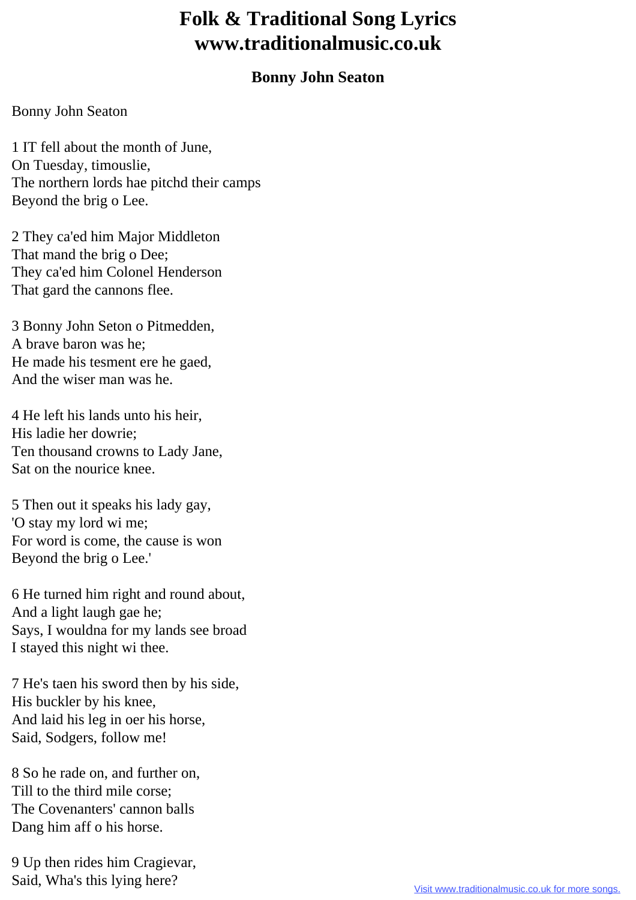# Folk & Traditional Song Lyrics
# www.traditionalmusic.co.uk

### Bonny John Seaton

Bonny John Seaton

1 IT fell about the month of June,
On Tuesday, timouslie,
The northern lords hae pitchd their camps
Beyond the brig o Lee.

2 They ca'ed him Major Middleton
That mand the brig o Dee;
They ca'ed him Colonel Henderson
That gard the cannons flee.

3 Bonny John Seton o Pitmedden,
A brave baron was he;
He made his tesment ere he gaed,
And the wiser man was he.

4 He left his lands unto his heir,
His ladie her dowrie;
Ten thousand crowns to Lady Jane,
Sat on the nourice knee.

5 Then out it speaks his lady gay,
'O stay my lord wi me;
For word is come, the cause is won
Beyond the brig o Lee.'

6 He turned him right and round about,
And a light laugh gae he;
Says, I wouldna for my lands see broad
I stayed this night wi thee.

7 He's taen his sword then by his side,
His buckler by his knee,
And laid his leg in oer his horse,
Said, Sodgers, follow me!

8 So he rade on, and further on,
Till to the third mile corse;
The Covenanters' cannon balls
Dang him aff o his horse.

9 Up then rides him Cragievar,
Said, Wha's this lying here?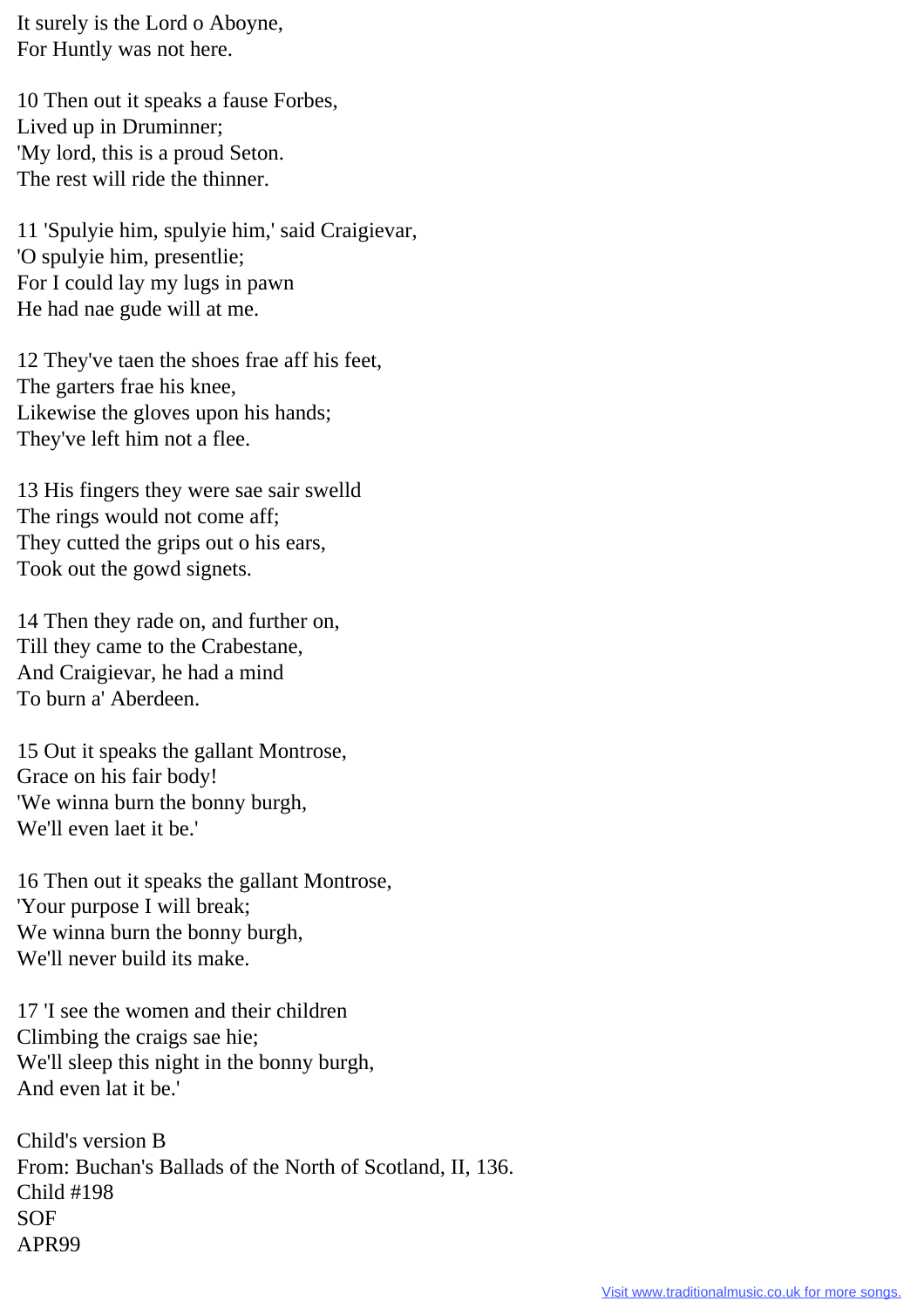It surely is the Lord o Aboyne,
For Huntly was not here.

10 Then out it speaks a fause Forbes,
Lived up in Druminner;
'My lord, this is a proud Seton.
The rest will ride the thinner.

11 'Spulyie him, spulyie him,' said Craigievar,
'O spulyie him, presentlie;
For I could lay my lugs in pawn
He had nae gude will at me.

12 They've taen the shoes frae aff his feet,
The garters frae his knee,
Likewise the gloves upon his hands;
They've left him not a flee.

13 His fingers they were sae sair swelld
The rings would not come aff;
They cutted the grips out o his ears,
Took out the gowd signets.

14 Then they rade on, and further on,
Till they came to the Crabestane,
And Craigievar, he had a mind
To burn a' Aberdeen.

15 Out it speaks the gallant Montrose,
Grace on his fair body!
'We winna burn the bonny burgh,
We'll even laet it be.'

16 Then out it speaks the gallant Montrose,
'Your purpose I will break;
We winna burn the bonny burgh,
We'll never build its make.

17 'I see the women and their children
Climbing the craigs sae hie;
We'll sleep this night in the bonny burgh,
And even lat it be.'

Child's version B
From: Buchan's Ballads of the North of Scotland, II, 136.
Child #198
SOF
APR99

Visit www.traditionalmusic.co.uk for more songs.